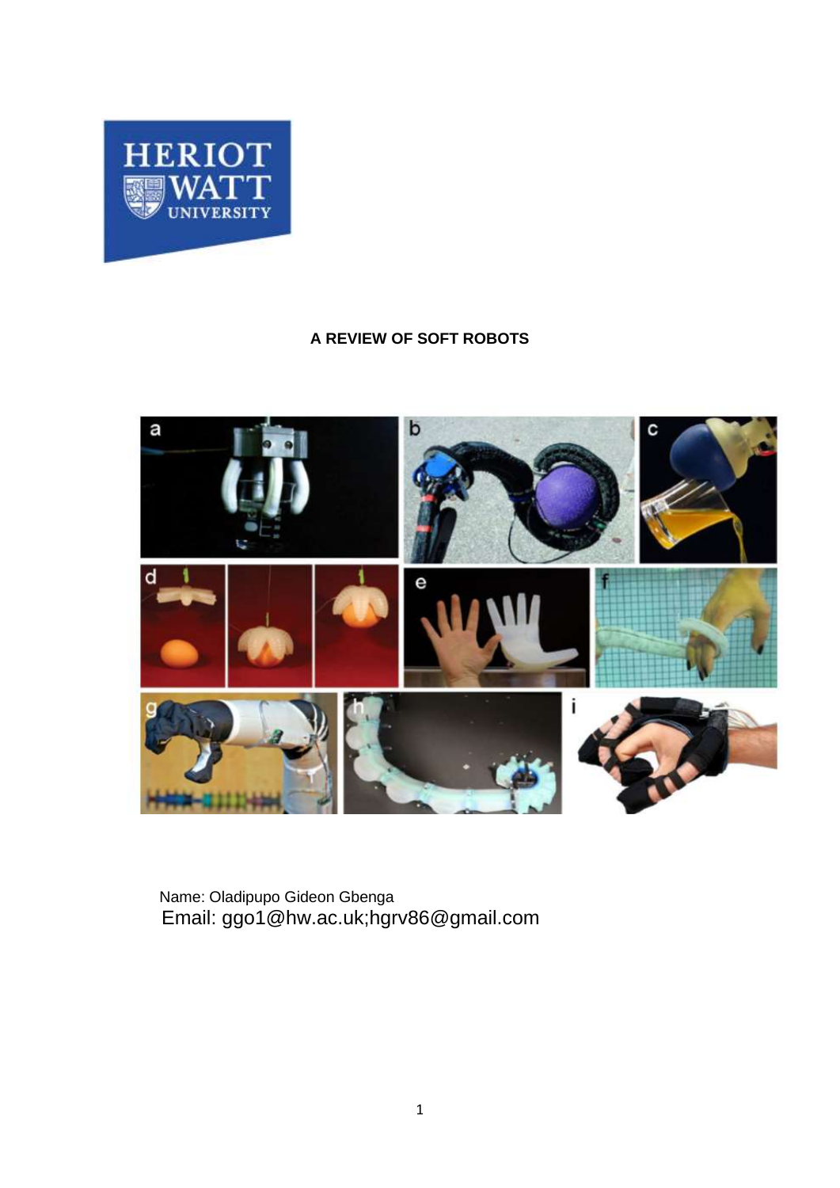# A REVIEW OF SOFT ROBOTS

Name: Oladipupo Gideon Gbenga
Email: ggo1@hw.ac.uk;hgrv86@gmail.com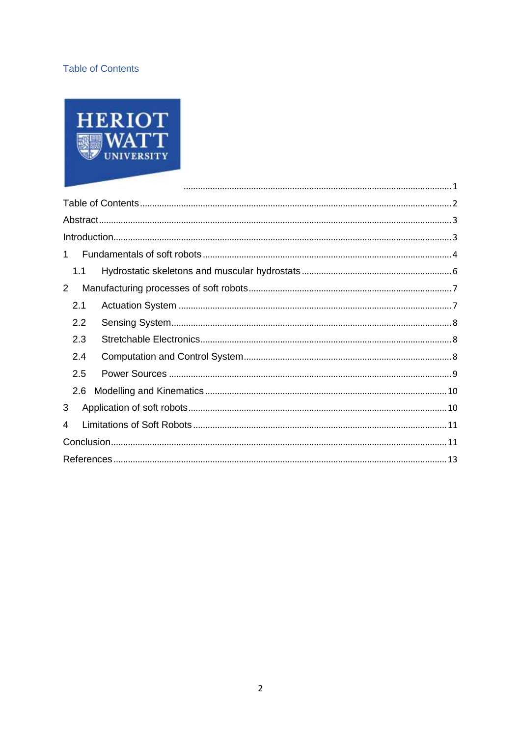## Table of Contents

HERIOT WATT UNIVERSITY ........................................ 1

Table of Contents ........................................ 2

Abstract ........................................ 3

Introduction ........................................ 3

1 Fundamentals of soft robots ........................................ 4

 1.1 Hydrostatic skeletons and muscular hydrostats ........................................ 6

2 Manufacturing processes of soft robots ........................................ 7

 2.1 Actuation System ........................................ 7

 2.2 Sensing System ........................................ 8

 2.3 Stretchable Electronics ........................................ 8

 2.4 Computation and Control System ........................................ 8

 2.5 Power Sources ........................................ 9

 2.6 Modelling and Kinematics ........................................ 10

3 Application of soft robots ........................................ 10

4 Limitations of Soft Robots ........................................ 11

Conclusion ........................................ 11

References ........................................ 13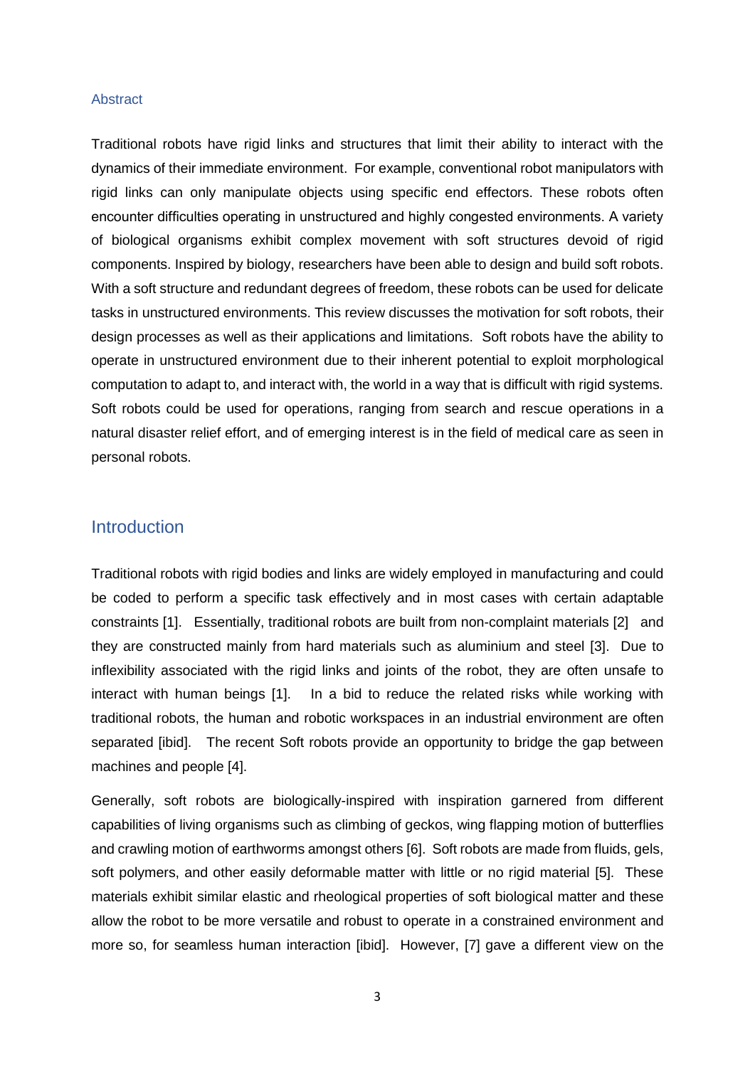## Abstract

Traditional robots have rigid links and structures that limit their ability to interact with the dynamics of their immediate environment. For example, conventional robot manipulators with rigid links can only manipulate objects using specific end effectors. These robots often encounter difficulties operating in unstructured and highly congested environments. A variety of biological organisms exhibit complex movement with soft structures devoid of rigid components. Inspired by biology, researchers have been able to design and build soft robots. With a soft structure and redundant degrees of freedom, these robots can be used for delicate tasks in unstructured environments. This review discusses the motivation for soft robots, their design processes as well as their applications and limitations. Soft robots have the ability to operate in unstructured environment due to their inherent potential to exploit morphological computation to adapt to, and interact with, the world in a way that is difficult with rigid systems. Soft robots could be used for operations, ranging from search and rescue operations in a natural disaster relief effort, and of emerging interest is in the field of medical care as seen in personal robots.

# Introduction

Traditional robots with rigid bodies and links are widely employed in manufacturing and could be coded to perform a specific task effectively and in most cases with certain adaptable constraints [1]. Essentially, traditional robots are built from non-complaint materials [2] and they are constructed mainly from hard materials such as aluminium and steel [3]. Due to inflexibility associated with the rigid links and joints of the robot, they are often unsafe to interact with human beings [1]. In a bid to reduce the related risks while working with traditional robots, the human and robotic workspaces in an industrial environment are often separated [ibid]. The recent Soft robots provide an opportunity to bridge the gap between machines and people [4].

Generally, soft robots are biologically-inspired with inspiration garnered from different capabilities of living organisms such as climbing of geckos, wing flapping motion of butterflies and crawling motion of earthworms amongst others [6]. Soft robots are made from fluids, gels, soft polymers, and other easily deformable matter with little or no rigid material [5]. These materials exhibit similar elastic and rheological properties of soft biological matter and these allow the robot to be more versatile and robust to operate in a constrained environment and more so, for seamless human interaction [ibid]. However, [7] gave a different view on the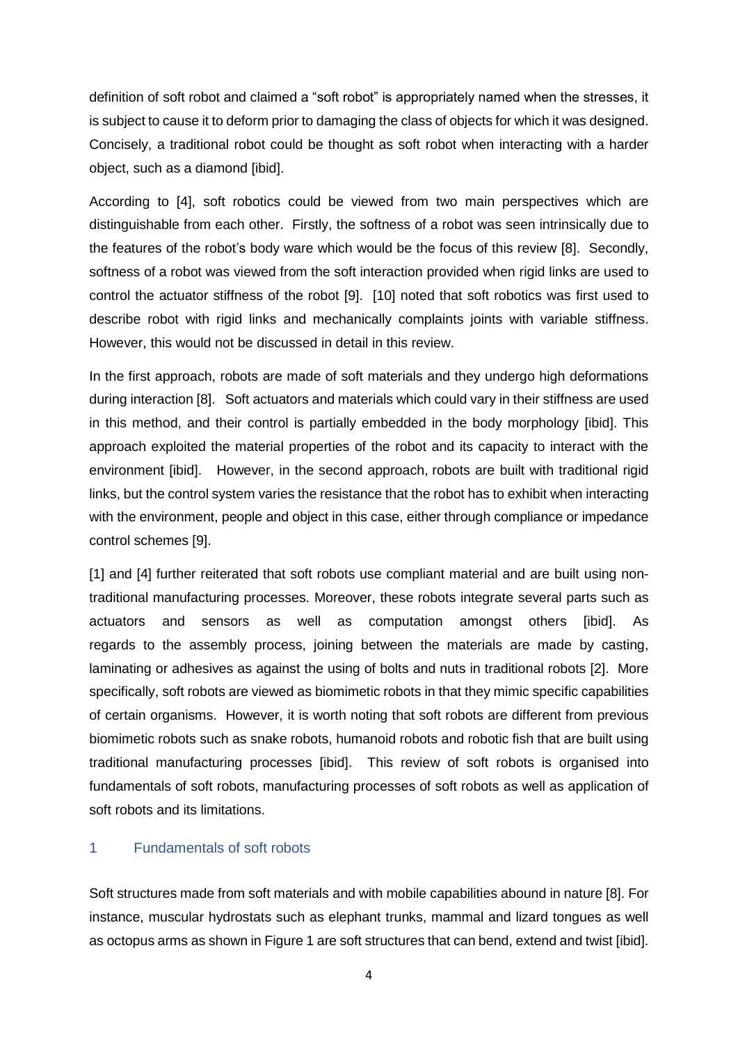definition of soft robot and claimed a "soft robot" is appropriately named when the stresses, it is subject to cause it to deform prior to damaging the class of objects for which it was designed. Concisely, a traditional robot could be thought as soft robot when interacting with a harder object, such as a diamond [ibid].

According to [4], soft robotics could be viewed from two main perspectives which are distinguishable from each other. Firstly, the softness of a robot was seen intrinsically due to the features of the robot's body ware which would be the focus of this review [8]. Secondly, softness of a robot was viewed from the soft interaction provided when rigid links are used to control the actuator stiffness of the robot [9]. [10] noted that soft robotics was first used to describe robot with rigid links and mechanically complaints joints with variable stiffness. However, this would not be discussed in detail in this review.

In the first approach, robots are made of soft materials and they undergo high deformations during interaction [8]. Soft actuators and materials which could vary in their stiffness are used in this method, and their control is partially embedded in the body morphology [ibid]. This approach exploited the material properties of the robot and its capacity to interact with the environment [ibid]. However, in the second approach, robots are built with traditional rigid links, but the control system varies the resistance that the robot has to exhibit when interacting with the environment, people and object in this case, either through compliance or impedance control schemes [9].

[1] and [4] further reiterated that soft robots use compliant material and are built using non-traditional manufacturing processes. Moreover, these robots integrate several parts such as actuators and sensors as well as computation amongst others [ibid]. As regards to the assembly process, joining between the materials are made by casting, laminating or adhesives as against the using of bolts and nuts in traditional robots [2]. More specifically, soft robots are viewed as biomimetic robots in that they mimic specific capabilities of certain organisms. However, it is worth noting that soft robots are different from previous biomimetic robots such as snake robots, humanoid robots and robotic fish that are built using traditional manufacturing processes [ibid]. This review of soft robots is organised into fundamentals of soft robots, manufacturing processes of soft robots as well as application of soft robots and its limitations.

## 1 Fundamentals of soft robots

Soft structures made from soft materials and with mobile capabilities abound in nature [8]. For instance, muscular hydrostats such as elephant trunks, mammal and lizard tongues as well as octopus arms as shown in Figure 1 are soft structures that can bend, extend and twist [ibid].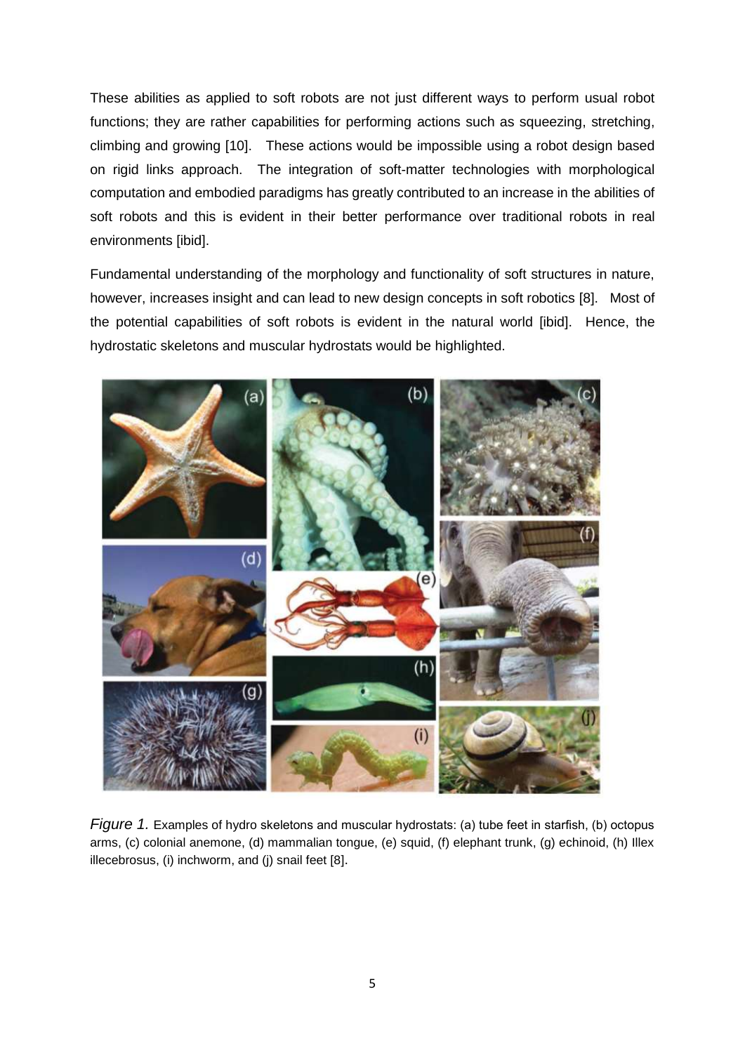These abilities as applied to soft robots are not just different ways to perform usual robot functions; they are rather capabilities for performing actions such as squeezing, stretching, climbing and growing [10]. These actions would be impossible using a robot design based on rigid links approach. The integration of soft-matter technologies with morphological computation and embodied paradigms has greatly contributed to an increase in the abilities of soft robots and this is evident in their better performance over traditional robots in real environments [ibid].

Fundamental understanding of the morphology and functionality of soft structures in nature, however, increases insight and can lead to new design concepts in soft robotics [8]. Most of the potential capabilities of soft robots is evident in the natural world [ibid]. Hence, the hydrostatic skeletons and muscular hydrostats would be highlighted.

*Figure 1.* Examples of hydro skeletons and muscular hydrostats: (a) tube feet in starfish, (b) octopus arms, (c) colonial anemone, (d) mammalian tongue, (e) squid, (f) elephant trunk, (g) echinoid, (h) Illex illecebrosus, (i) inchworm, and (j) snail feet [8].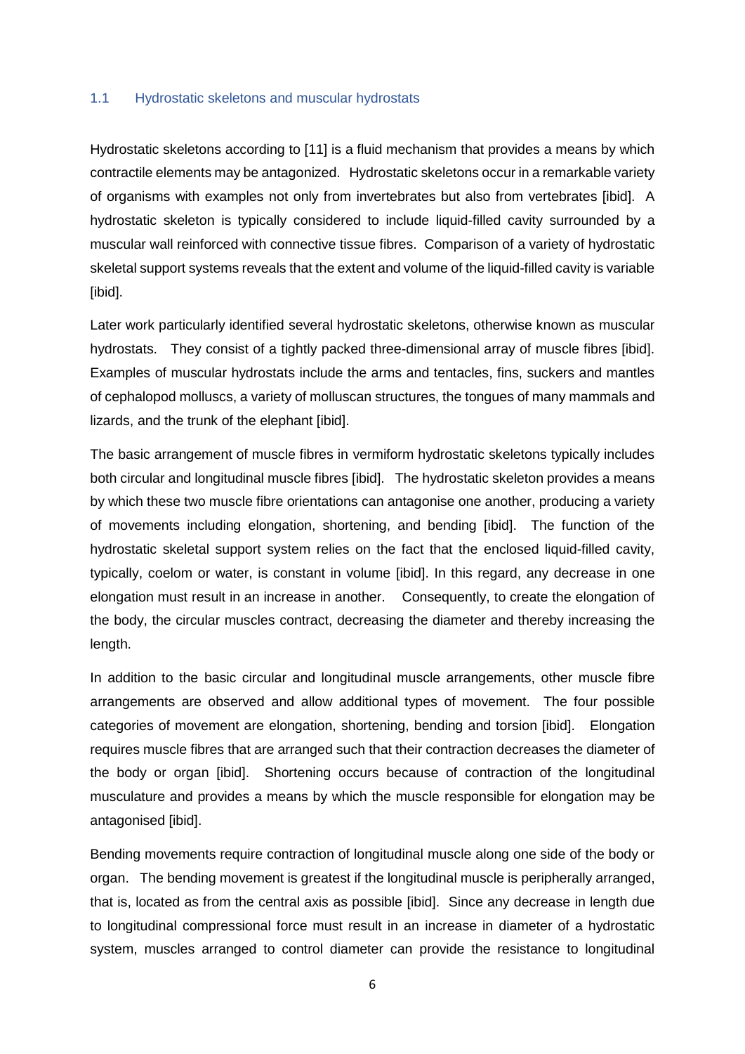## 1.1 Hydrostatic skeletons and muscular hydrostats

Hydrostatic skeletons according to [11] is a fluid mechanism that provides a means by which contractile elements may be antagonized. Hydrostatic skeletons occur in a remarkable variety of organisms with examples not only from invertebrates but also from vertebrates [ibid]. A hydrostatic skeleton is typically considered to include liquid-filled cavity surrounded by a muscular wall reinforced with connective tissue fibres. Comparison of a variety of hydrostatic skeletal support systems reveals that the extent and volume of the liquid-filled cavity is variable [ibid].

Later work particularly identified several hydrostatic skeletons, otherwise known as muscular hydrostats. They consist of a tightly packed three-dimensional array of muscle fibres [ibid]. Examples of muscular hydrostats include the arms and tentacles, fins, suckers and mantles of cephalopod molluscs, a variety of molluscan structures, the tongues of many mammals and lizards, and the trunk of the elephant [ibid].

The basic arrangement of muscle fibres in vermiform hydrostatic skeletons typically includes both circular and longitudinal muscle fibres [ibid]. The hydrostatic skeleton provides a means by which these two muscle fibre orientations can antagonise one another, producing a variety of movements including elongation, shortening, and bending [ibid]. The function of the hydrostatic skeletal support system relies on the fact that the enclosed liquid-filled cavity, typically, coelom or water, is constant in volume [ibid]. In this regard, any decrease in one elongation must result in an increase in another. Consequently, to create the elongation of the body, the circular muscles contract, decreasing the diameter and thereby increasing the length.

In addition to the basic circular and longitudinal muscle arrangements, other muscle fibre arrangements are observed and allow additional types of movement. The four possible categories of movement are elongation, shortening, bending and torsion [ibid]. Elongation requires muscle fibres that are arranged such that their contraction decreases the diameter of the body or organ [ibid]. Shortening occurs because of contraction of the longitudinal musculature and provides a means by which the muscle responsible for elongation may be antagonised [ibid].

Bending movements require contraction of longitudinal muscle along one side of the body or organ. The bending movement is greatest if the longitudinal muscle is peripherally arranged, that is, located as from the central axis as possible [ibid]. Since any decrease in length due to longitudinal compressional force must result in an increase in diameter of a hydrostatic system, muscles arranged to control diameter can provide the resistance to longitudinal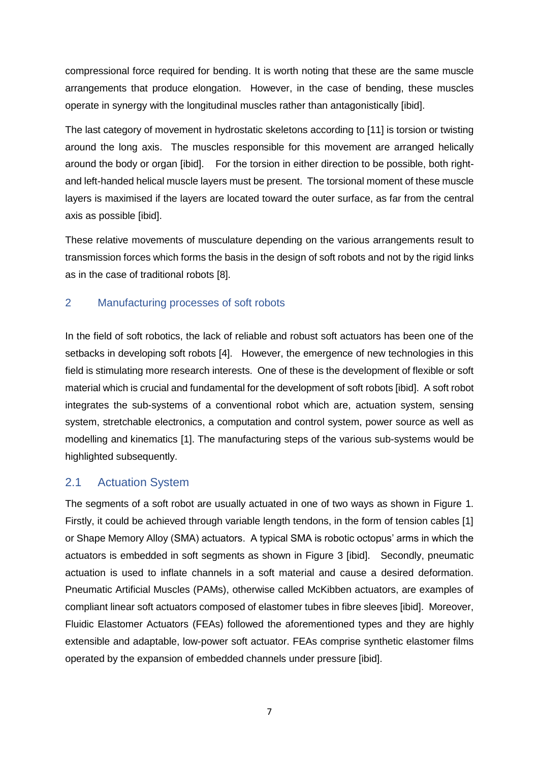compressional force required for bending. It is worth noting that these are the same muscle arrangements that produce elongation. However, in the case of bending, these muscles operate in synergy with the longitudinal muscles rather than antagonistically [ibid].

The last category of movement in hydrostatic skeletons according to [11] is torsion or twisting around the long axis. The muscles responsible for this movement are arranged helically around the body or organ [ibid]. For the torsion in either direction to be possible, both right- and left-handed helical muscle layers must be present. The torsional moment of these muscle layers is maximised if the layers are located toward the outer surface, as far from the central axis as possible [ibid].

These relative movements of musculature depending on the various arrangements result to transmission forces which forms the basis in the design of soft robots and not by the rigid links as in the case of traditional robots [8].

# 2 Manufacturing processes of soft robots

In the field of soft robotics, the lack of reliable and robust soft actuators has been one of the setbacks in developing soft robots [4]. However, the emergence of new technologies in this field is stimulating more research interests. One of these is the development of flexible or soft material which is crucial and fundamental for the development of soft robots [ibid]. A soft robot integrates the sub-systems of a conventional robot which are, actuation system, sensing system, stretchable electronics, a computation and control system, power source as well as modelling and kinematics [1]. The manufacturing steps of the various sub-systems would be highlighted subsequently.

## 2.1 Actuation System

The segments of a soft robot are usually actuated in one of two ways as shown in Figure 1. Firstly, it could be achieved through variable length tendons, in the form of tension cables [1] or Shape Memory Alloy (SMA) actuators. A typical SMA is robotic octopus' arms in which the actuators is embedded in soft segments as shown in Figure 3 [ibid]. Secondly, pneumatic actuation is used to inflate channels in a soft material and cause a desired deformation. Pneumatic Artificial Muscles (PAMs), otherwise called McKibben actuators, are examples of compliant linear soft actuators composed of elastomer tubes in fibre sleeves [ibid]. Moreover, Fluidic Elastomer Actuators (FEAs) followed the aforementioned types and they are highly extensible and adaptable, low-power soft actuator. FEAs comprise synthetic elastomer films operated by the expansion of embedded channels under pressure [ibid].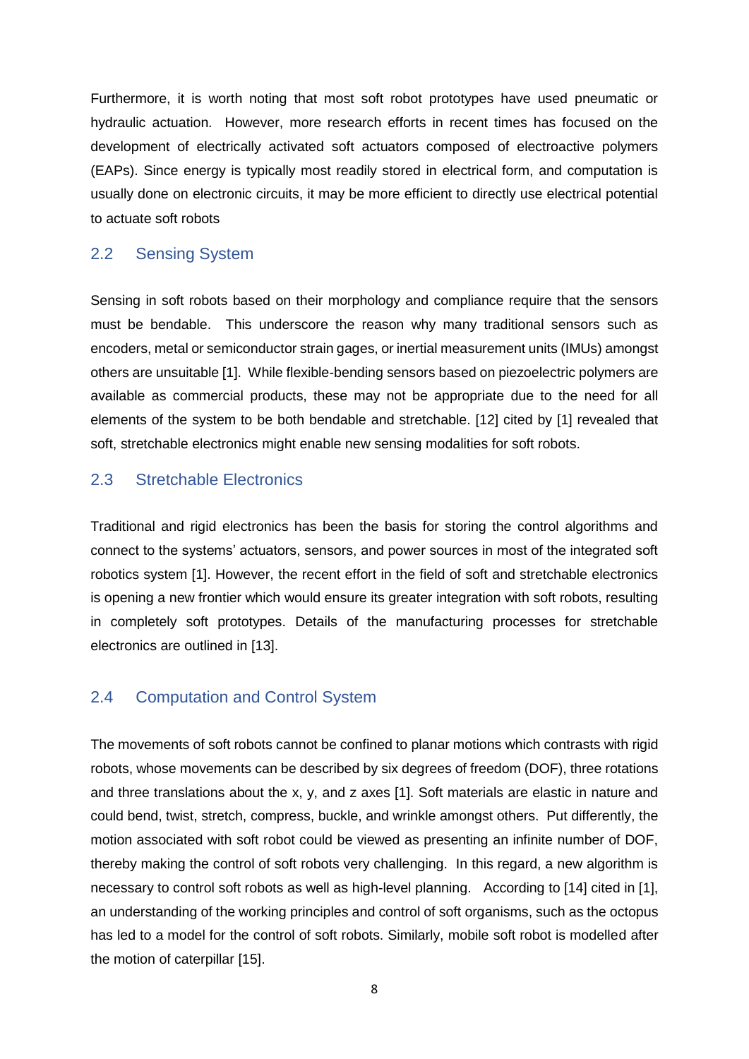Furthermore, it is worth noting that most soft robot prototypes have used pneumatic or hydraulic actuation. However, more research efforts in recent times has focused on the development of electrically activated soft actuators composed of electroactive polymers (EAPs). Since energy is typically most readily stored in electrical form, and computation is usually done on electronic circuits, it may be more efficient to directly use electrical potential to actuate soft robots

## 2.2 Sensing System

Sensing in soft robots based on their morphology and compliance require that the sensors must be bendable. This underscore the reason why many traditional sensors such as encoders, metal or semiconductor strain gages, or inertial measurement units (IMUs) amongst others are unsuitable [1]. While flexible-bending sensors based on piezoelectric polymers are available as commercial products, these may not be appropriate due to the need for all elements of the system to be both bendable and stretchable. [12] cited by [1] revealed that soft, stretchable electronics might enable new sensing modalities for soft robots.

## 2.3 Stretchable Electronics

Traditional and rigid electronics has been the basis for storing the control algorithms and connect to the systems' actuators, sensors, and power sources in most of the integrated soft robotics system [1]. However, the recent effort in the field of soft and stretchable electronics is opening a new frontier which would ensure its greater integration with soft robots, resulting in completely soft prototypes. Details of the manufacturing processes for stretchable electronics are outlined in [13].

## 2.4 Computation and Control System

The movements of soft robots cannot be confined to planar motions which contrasts with rigid robots, whose movements can be described by six degrees of freedom (DOF), three rotations and three translations about the x, y, and z axes [1]. Soft materials are elastic in nature and could bend, twist, stretch, compress, buckle, and wrinkle amongst others. Put differently, the motion associated with soft robot could be viewed as presenting an infinite number of DOF, thereby making the control of soft robots very challenging. In this regard, a new algorithm is necessary to control soft robots as well as high-level planning. According to [14] cited in [1], an understanding of the working principles and control of soft organisms, such as the octopus has led to a model for the control of soft robots. Similarly, mobile soft robot is modelled after the motion of caterpillar [15].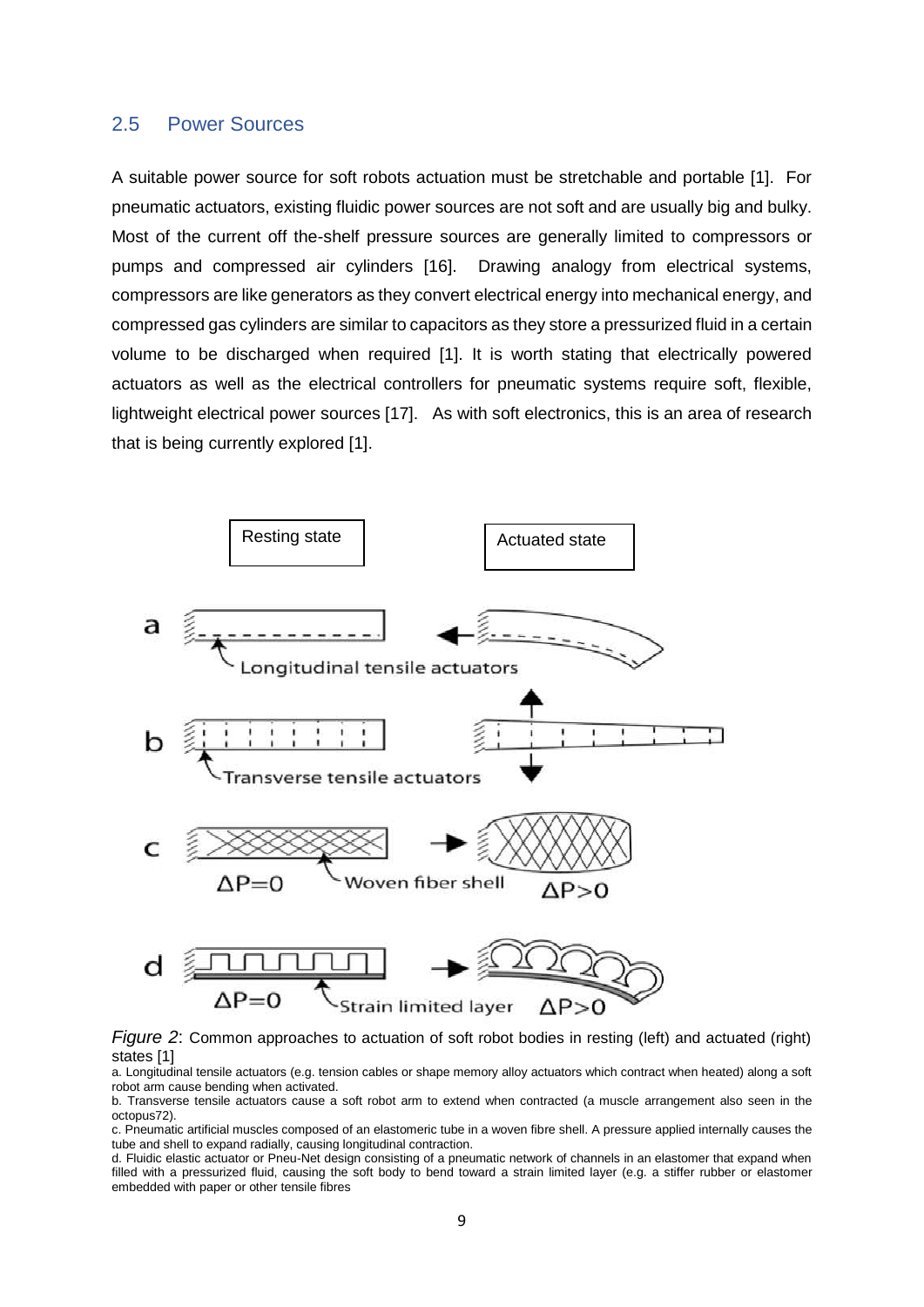## 2.5 Power Sources

A suitable power source for soft robots actuation must be stretchable and portable [1]. For pneumatic actuators, existing fluidic power sources are not soft and are usually big and bulky. Most of the current off the-shelf pressure sources are generally limited to compressors or pumps and compressed air cylinders [16]. Drawing analogy from electrical systems, compressors are like generators as they convert electrical energy into mechanical energy, and compressed gas cylinders are similar to capacitors as they store a pressurized fluid in a certain volume to be discharged when required [1]. It is worth stating that electrically powered actuators as well as the electrical controllers for pneumatic systems require soft, flexible, lightweight electrical power sources [17]. As with soft electronics, this is an area of research that is being currently explored [1].

*Figure 2*: Common approaches to actuation of soft robot bodies in resting (left) and actuated (right) states [1]

a. Longitudinal tensile actuators (e.g. tension cables or shape memory alloy actuators which contract when heated) along a soft robot arm cause bending when activated.

b. Transverse tensile actuators cause a soft robot arm to extend when contracted (a muscle arrangement also seen in the octopus72).

c. Pneumatic artificial muscles composed of an elastomeric tube in a woven fibre shell. A pressure applied internally causes the tube and shell to expand radially, causing longitudinal contraction.

d. Fluidic elastic actuator or Pneu-Net design consisting of a pneumatic network of channels in an elastomer that expand when filled with a pressurized fluid, causing the soft body to bend toward a strain limited layer (e.g. a stiffer rubber or elastomer embedded with paper or other tensile fibres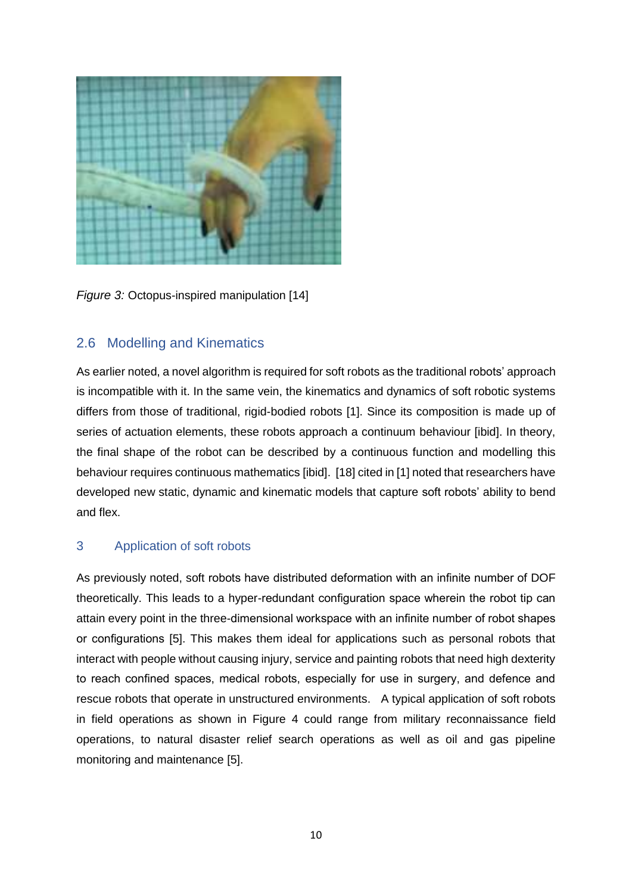*Figure 3:* Octopus-inspired manipulation [14]

## 2.6 Modelling and Kinematics

As earlier noted, a novel algorithm is required for soft robots as the traditional robots' approach is incompatible with it. In the same vein, the kinematics and dynamics of soft robotic systems differs from those of traditional, rigid-bodied robots [1]. Since its composition is made up of series of actuation elements, these robots approach a continuum behaviour [ibid]. In theory, the final shape of the robot can be described by a continuous function and modelling this behaviour requires continuous mathematics [ibid]. [18] cited in [1] noted that researchers have developed new static, dynamic and kinematic models that capture soft robots' ability to bend and flex.

# 3 Application of soft robots

As previously noted, soft robots have distributed deformation with an infinite number of DOF theoretically. This leads to a hyper-redundant configuration space wherein the robot tip can attain every point in the three-dimensional workspace with an infinite number of robot shapes or configurations [5]. This makes them ideal for applications such as personal robots that interact with people without causing injury, service and painting robots that need high dexterity to reach confined spaces, medical robots, especially for use in surgery, and defence and rescue robots that operate in unstructured environments. A typical application of soft robots in field operations as shown in Figure 4 could range from military reconnaissance field operations, to natural disaster relief search operations as well as oil and gas pipeline monitoring and maintenance [5].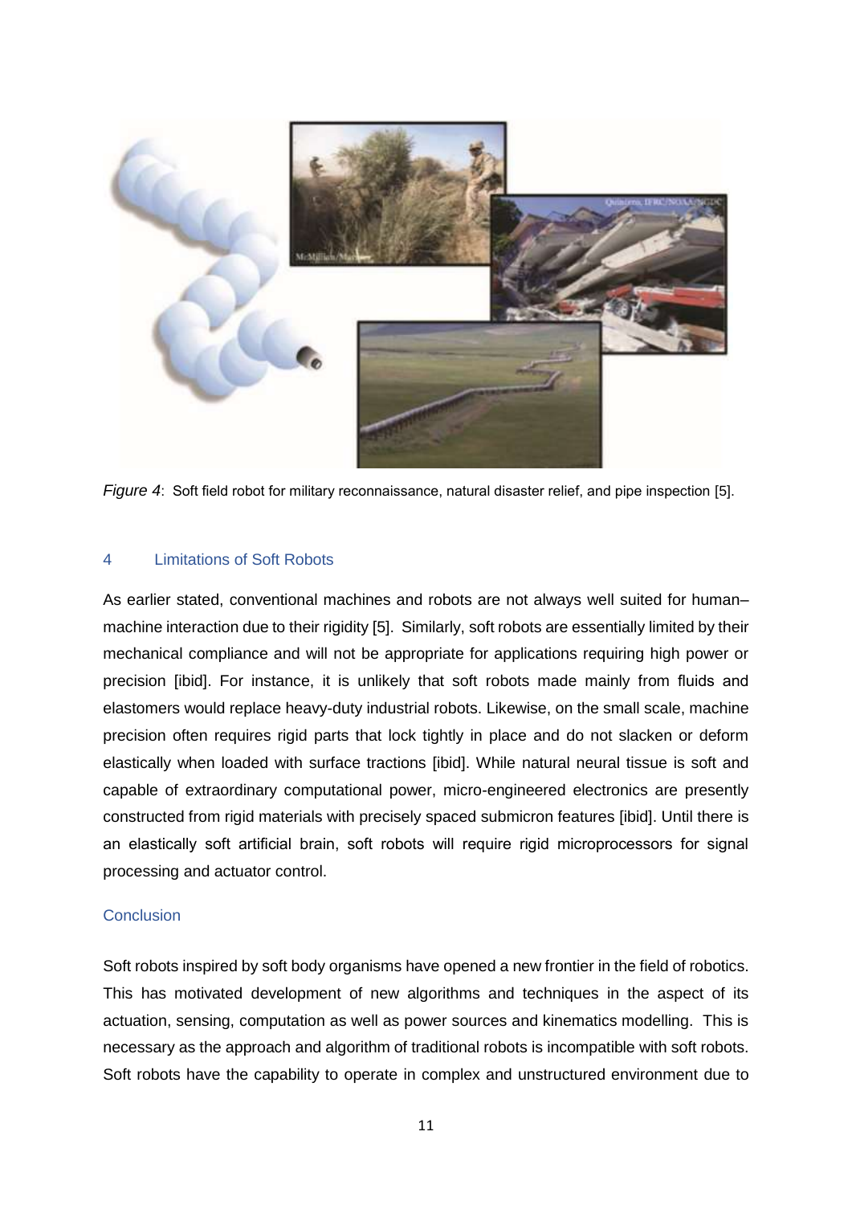*Figure 4*: Soft field robot for military reconnaissance, natural disaster relief, and pipe inspection [5].

## 4 Limitations of Soft Robots

As earlier stated, conventional machines and robots are not always well suited for human–machine interaction due to their rigidity [5]. Similarly, soft robots are essentially limited by their mechanical compliance and will not be appropriate for applications requiring high power or precision [ibid]. For instance, it is unlikely that soft robots made mainly from fluids and elastomers would replace heavy-duty industrial robots. Likewise, on the small scale, machine precision often requires rigid parts that lock tightly in place and do not slacken or deform elastically when loaded with surface tractions [ibid]. While natural neural tissue is soft and capable of extraordinary computational power, micro-engineered electronics are presently constructed from rigid materials with precisely spaced submicron features [ibid]. Until there is an elastically soft artificial brain, soft robots will require rigid microprocessors for signal processing and actuator control.

## Conclusion

Soft robots inspired by soft body organisms have opened a new frontier in the field of robotics. This has motivated development of new algorithms and techniques in the aspect of its actuation, sensing, computation as well as power sources and kinematics modelling. This is necessary as the approach and algorithm of traditional robots is incompatible with soft robots. Soft robots have the capability to operate in complex and unstructured environment due to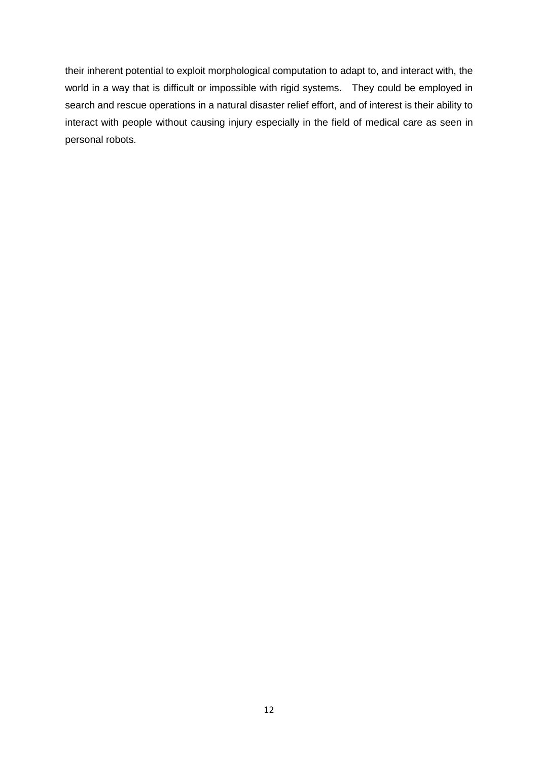their inherent potential to exploit morphological computation to adapt to, and interact with, the world in a way that is difficult or impossible with rigid systems. They could be employed in search and rescue operations in a natural disaster relief effort, and of interest is their ability to interact with people without causing injury especially in the field of medical care as seen in personal robots.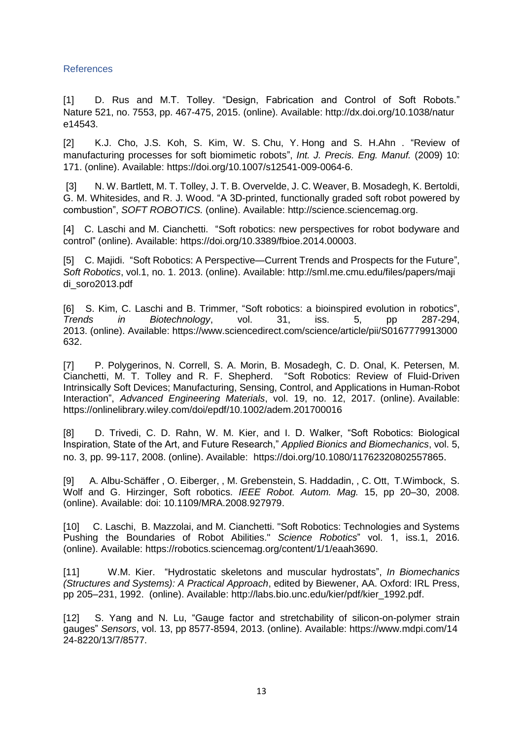## References

[1] D. Rus and M.T. Tolley. "Design, Fabrication and Control of Soft Robots." Nature 521, no. 7553, pp. 467-475, 2015. (online). Available: http://dx.doi.org/10.1038/nature14543.

[2] K.J. Cho, J.S. Koh, S. Kim, W. S. Chu, Y. Hong and S. H.Ahn . "Review of manufacturing processes for soft biomimetic robots", *Int. J. Precis. Eng. Manuf.* (2009) 10: 171. (online). Available: https://doi.org/10.1007/s12541-009-0064-6.

[3] N. W. Bartlett, M. T. Tolley, J. T. B. Overvelde, J. C. Weaver, B. Mosadegh, K. Bertoldi, G. M. Whitesides, and R. J. Wood. "A 3D-printed, functionally graded soft robot powered by combustion", *SOFT ROBOTICS.* (online). Available: http://science.sciencemag.org.

[4] C. Laschi and M. Cianchetti. "Soft robotics: new perspectives for robot bodyware and control" (online). Available: https://doi.org/10.3389/fbioe.2014.00003.

[5] C. Majidi. "Soft Robotics: A Perspective—Current Trends and Prospects for the Future", *Soft Robotics*, vol.1, no. 1. 2013. (online). Available: http://sml.me.cmu.edu/files/papers/majidi_soro2013.pdf

[6] S. Kim, C. Laschi and B. Trimmer, "Soft robotics: a bioinspired evolution in robotics", *Trends in Biotechnology*, vol. 31, iss. 5, pp 287-294, 2013. (online). Available: https://www.sciencedirect.com/science/article/pii/S0167779913000632.

[7] P. Polygerinos, N. Correll, S. A. Morin, B. Mosadegh, C. D. Onal, K. Petersen, M. Cianchetti, M. T. Tolley and R. F. Shepherd. "Soft Robotics: Review of Fluid-Driven Intrinsically Soft Devices; Manufacturing, Sensing, Control, and Applications in Human-Robot Interaction", *Advanced Engineering Materials*, vol. 19, no. 12, 2017. (online). Available: https://onlinelibrary.wiley.com/doi/epdf/10.1002/adem.201700016

[8] D. Trivedi, C. D. Rahn, W. M. Kier, and I. D. Walker, "Soft Robotics: Biological Inspiration, State of the Art, and Future Research," *Applied Bionics and Biomechanics*, vol. 5, no. 3, pp. 99-117, 2008. (online). Available: https://doi.org/10.1080/11762320802557865.

[9] A. Albu-Schäffer , O. Eiberger, , M. Grebenstein, S. Haddadin, , C. Ott, T.Wimbock, S. Wolf and G. Hirzinger, Soft robotics. *IEEE Robot. Autom. Mag.* 15, pp 20–30, 2008. (online). Available: doi: 10.1109/MRA.2008.927979.

[10] C. Laschi, B. Mazzolai, and M. Cianchetti. "Soft Robotics: Technologies and Systems Pushing the Boundaries of Robot Abilities." *Science Robotics*" vol. 1, iss.1, 2016. (online). Available: https://robotics.sciencemag.org/content/1/1/eaah3690.

[11] W.M. Kier. "Hydrostatic skeletons and muscular hydrostats", *In Biomechanics (Structures and Systems): A Practical Approach*, edited by Biewener, AA. Oxford: IRL Press, pp 205–231, 1992. (online). Available: http://labs.bio.unc.edu/kier/pdf/kier_1992.pdf.

[12] S. Yang and N. Lu, "Gauge factor and stretchability of silicon-on-polymer strain gauges" *Sensors*, vol. 13, pp 8577-8594, 2013. (online). Available: https://www.mdpi.com/1424-8220/13/7/8577.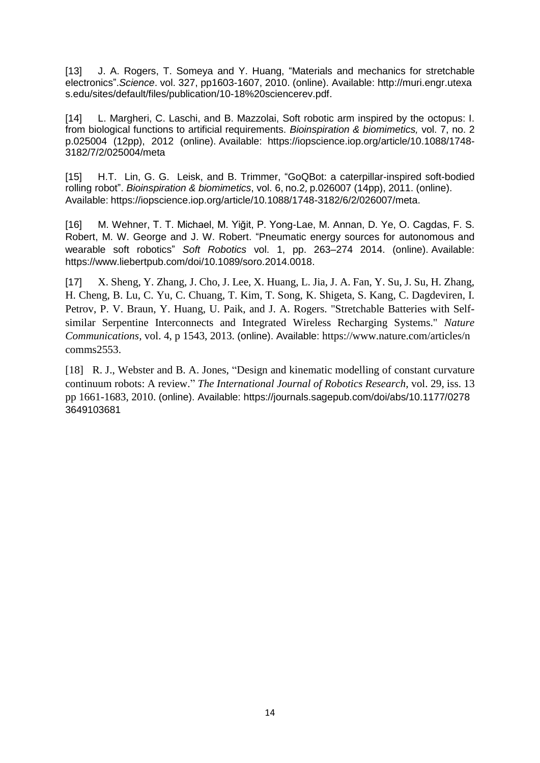[13] J. A. Rogers, T. Someya and Y. Huang, "Materials and mechanics for stretchable electronics".*Science*. vol. 327, pp1603-1607, 2010. (online). Available: http://muri.engr.utexas.edu/sites/default/files/publication/10-18%20sciencerev.pdf.

[14] L. Margheri, C. Laschi, and B. Mazzolai, Soft robotic arm inspired by the octopus: I. from biological functions to artificial requirements. *Bioinspiration & biomimetics,* vol. 7, no. 2 p.025004 (12pp), 2012 (online). Available: https://iopscience.iop.org/article/10.1088/1748-3182/7/2/025004/meta

[15] H.T. Lin, G. G. Leisk, and B. Trimmer, "GoQBot: a caterpillar-inspired soft-bodied rolling robot". *Bioinspiration & biomimetics*, vol. 6, no.2*,* p.026007 (14pp), 2011. (online). Available: https://iopscience.iop.org/article/10.1088/1748-3182/6/2/026007/meta.

[16] M. Wehner, T. T. Michael, M. Yiğit, P. Yong-Lae, M. Annan, D. Ye, O. Cagdas, F. S. Robert, M. W. George and J. W. Robert. "Pneumatic energy sources for autonomous and wearable soft robotics" *Soft Robotics* vol. 1, pp. 263–274 2014. (online). Available: https://www.liebertpub.com/doi/10.1089/soro.2014.0018.

[17] X. Sheng, Y. Zhang, J. Cho, J. Lee, X. Huang, L. Jia, J. A. Fan, Y. Su, J. Su, H. Zhang, H. Cheng, B. Lu, C. Yu, C. Chuang, T. Kim, T. Song, K. Shigeta, S. Kang, C. Dagdeviren, I. Petrov, P. V. Braun, Y. Huang, U. Paik, and J. A. Rogers. "Stretchable Batteries with Self-similar Serpentine Interconnects and Integrated Wireless Recharging Systems." *Nature Communications*, vol. 4, p 1543, 2013. (online). Available: https://www.nature.com/articles/ncomms2553.

[18] R. J., Webster and B. A. Jones, "Design and kinematic modelling of constant curvature continuum robots: A review." *The International Journal of Robotics Research,* vol. 29, iss. 13 pp 1661-1683, 2010. (online). Available: https://journals.sagepub.com/doi/abs/10.1177/02783649103681